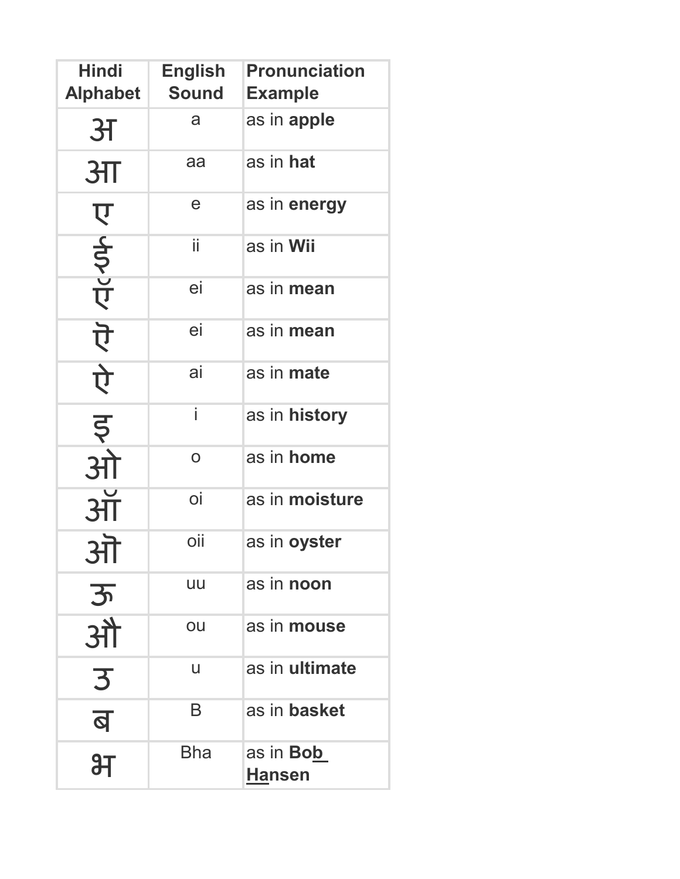| Hindi Alphabet | English Sound | Pronunciation Example |
| --- | --- | --- |
| अ | a | as in **apple** |
| आ | aa | as in **hat** |
| ए | e | as in **energy** |
| ई | ii | as in **Wii** |
| ऍ | ei | as in **mean** |
| ऐ | ei | as in **mean** |
| ऐ | ai | as in **mate** |
| इ | i | as in **history** |
| ओ | o | as in **home** |
| ऑ | oi | as in **moisture** |
| ऒ | oii | as in **oyster** |
| ऊ | uu | as in **noon** |
| औ | ou | as in **mouse** |
| उ | u | as in **ultimate** |
| ब | B | as in **basket** |
| भ | Bha | as in **Bob Hansen** |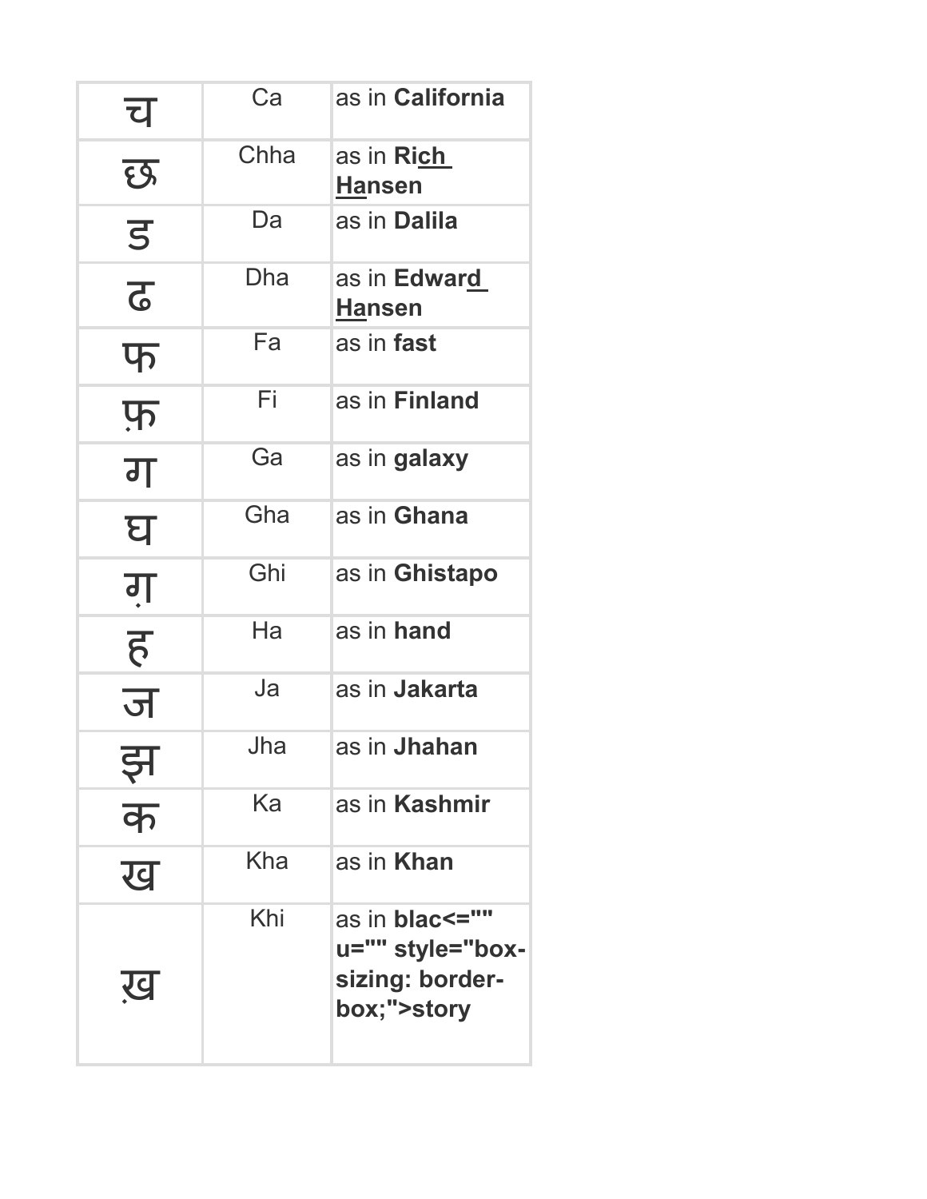| च | Ca | as in **California** |
|---|---|---|
| छ | Chha | as in **Ri<u>ch</u> <u>Ha</u>nsen** |
| ड | Da | as in **Dalila** |
| ढ | Dha | as in **Edwar<u>d</u> <u>Ha</u>nsen** |
| फ | Fa | as in **fast** |
| फ़ | Fi | as in **Finland** |
| ग | Ga | as in **galaxy** |
| घ | Gha | as in **Ghana** |
| ग़ | Ghi | as in **Ghistapo** |
| ह | Ha | as in **hand** |
| ज | Ja | as in **Jakarta** |
| झ | Jha | as in **Jhahan** |
| क | Ka | as in **Kashmir** |
| ख | Kha | as in **Khan** |
| ख़ | Khi | as in **blac<="" u="" style="box-sizing: border-box;">story** |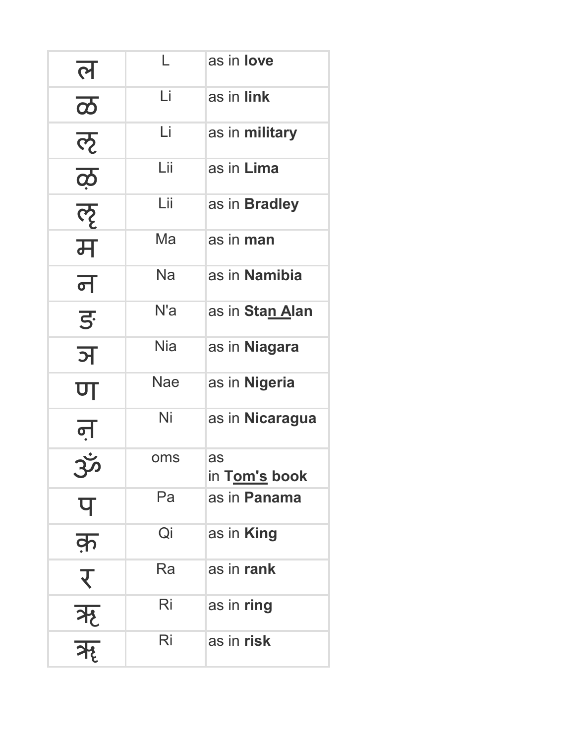| ल | L | as in **love** |
|---|---|---|
| ळ | Li | as in **link** |
| ऌ | Li | as in **military** |
| ऴ | Lii | as in **Lima** |
| ॡ | Lii | as in **Bradley** |
| म | Ma | as in **man** |
| न | Na | as in **Namibia** |
| ङ | N'a | as in **Stan Alan** |
| ञ | Nia | as in **Niagara** |
| ण | Nae | as in **Nigeria** |
| ऩ | Ni | as in **Nicaragua** |
| ॐ | oms | as in **Tom's book** |
| प | Pa | as in **Panama** |
| क़ | Qi | as in **King** |
| र | Ra | as in **rank** |
| ऋ | Ri | as in **ring** |
| ॠ | Ri | as in **risk** |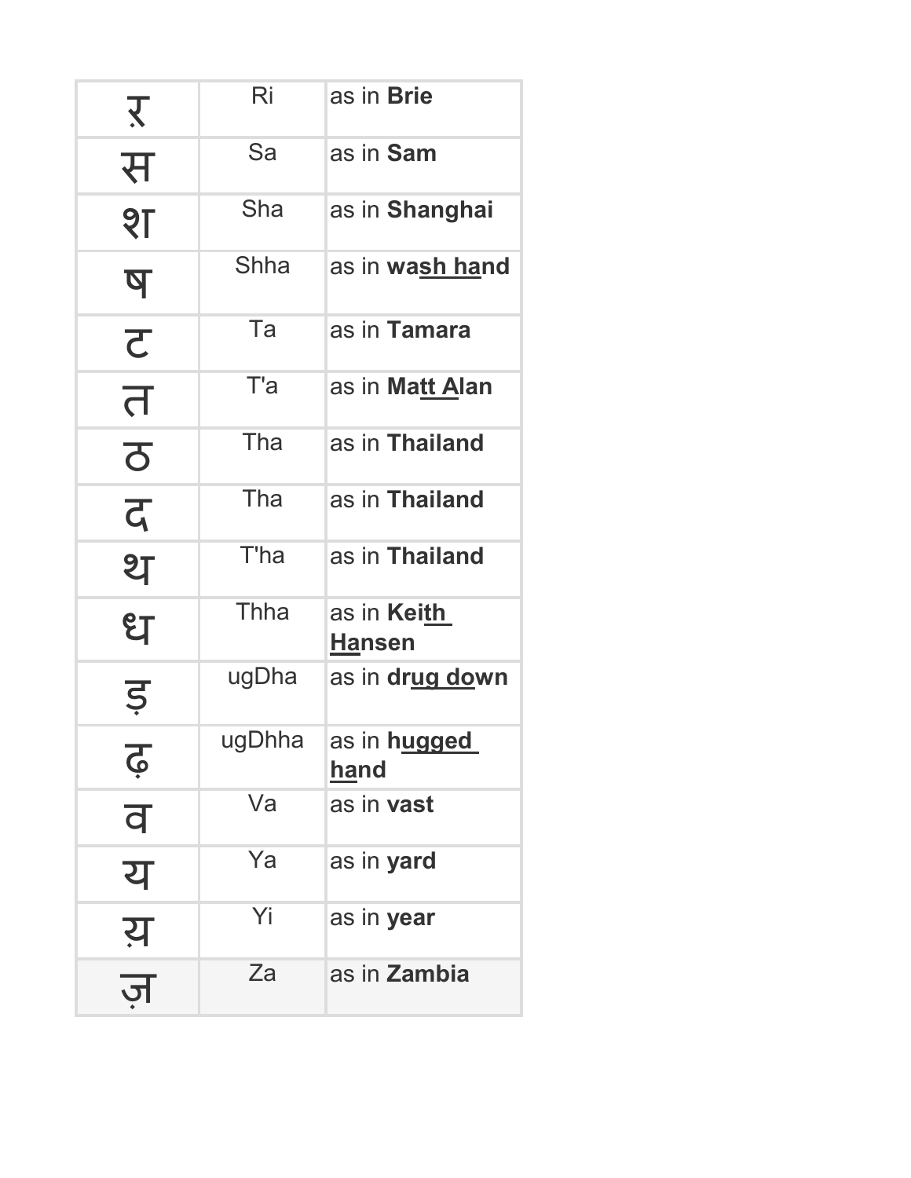| | | |
|---|---|---|
| ऱ | Ri | as in **Brie** |
| स | Sa | as in **Sam** |
| श | Sha | as in **Shanghai** |
| ष | Shha | as in **wash hand** |
| ट | Ta | as in **Tamara** |
| त | T'a | as in **Matt Alan** |
| ठ | Tha | as in **Thailand** |
| द | Tha | as in **Thailand** |
| थ | T'ha | as in **Thailand** |
| ध | Thha | as in **Keith Hansen** |
| ड़ | ugDha | as in **drug down** |
| ढ़ | ugDhha | as in **hugged hand** |
| व | Va | as in **vast** |
| य | Ya | as in **yard** |
| य़ | Yi | as in **year** |
| ज़ | Za | as in **Zambia** |